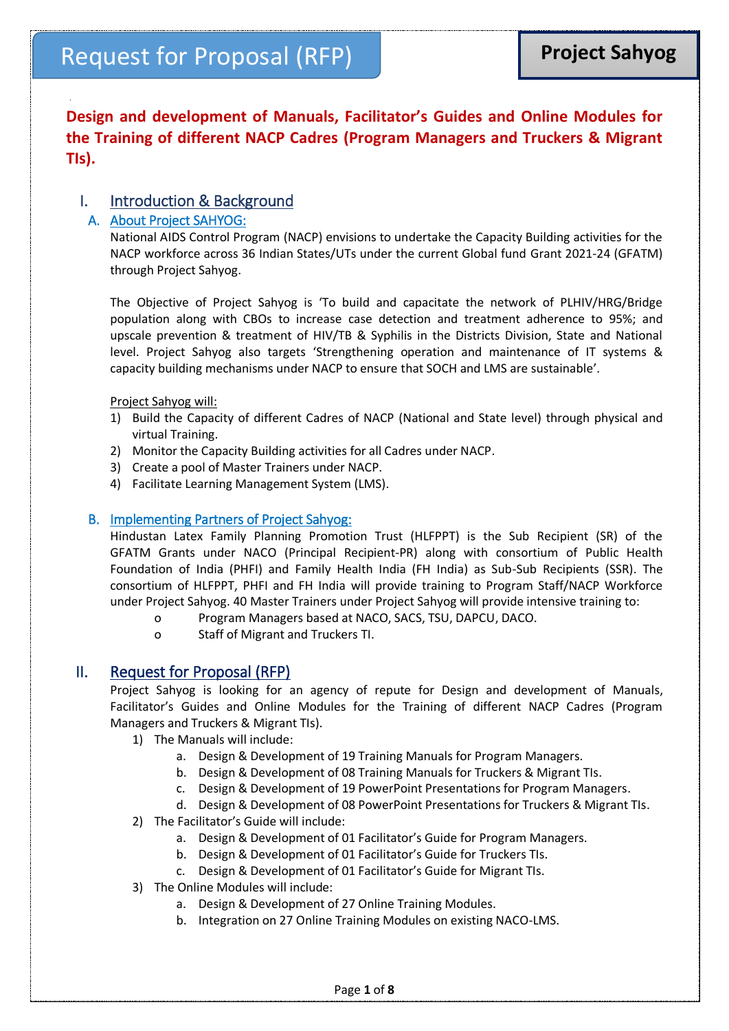# Request for Proposal (RFP)

**Project Sahyog**

**Design and development of Manuals, Facilitator's Guides and Online Modules for the Training of different NACP Cadres (Program Managers and Truckers & Migrant TIs).**

## I. Introduction & Background

### A. About Project SAHYOG:

National AIDS Control Program (NACP) envisions to undertake the Capacity Building activities for the NACP workforce across 36 Indian States/UTs under the current Global fund Grant 2021-24 (GFATM) through Project Sahyog.

The Objective of Project Sahyog is 'To build and capacitate the network of PLHIV/HRG/Bridge population along with CBOs to increase case detection and treatment adherence to 95%; and upscale prevention & treatment of HIV/TB & Syphilis in the Districts Division, State and National level. Project Sahyog also targets 'Strengthening operation and maintenance of IT systems & capacity building mechanisms under NACP to ensure that SOCH and LMS are sustainable'.

Project Sahyog will:

1) Build the Capacity of different Cadres of NACP (National and State level) through physical and virtual Training.
2) Monitor the Capacity Building activities for all Cadres under NACP.
3) Create a pool of Master Trainers under NACP.
4) Facilitate Learning Management System (LMS).

### B. Implementing Partners of Project Sahyog:

Hindustan Latex Family Planning Promotion Trust (HLFPPT) is the Sub Recipient (SR) of the GFATM Grants under NACO (Principal Recipient-PR) along with consortium of Public Health Foundation of India (PHFI) and Family Health India (FH India) as Sub-Sub Recipients (SSR). The consortium of HLFPPT, PHFI and FH India will provide training to Program Staff/NACP Workforce under Project Sahyog. 40 Master Trainers under Project Sahyog will provide intensive training to:

- Program Managers based at NACO, SACS, TSU, DAPCU, DACO.
- Staff of Migrant and Truckers TI.

## II. Request for Proposal (RFP)

Project Sahyog is looking for an agency of repute for Design and development of Manuals, Facilitator's Guides and Online Modules for the Training of different NACP Cadres (Program Managers and Truckers & Migrant TIs).

1) The Manuals will include:
   a. Design & Development of 19 Training Manuals for Program Managers.
   b. Design & Development of 08 Training Manuals for Truckers & Migrant TIs.
   c. Design & Development of 19 PowerPoint Presentations for Program Managers.
   d. Design & Development of 08 PowerPoint Presentations for Truckers & Migrant TIs.
2) The Facilitator's Guide will include:
   a. Design & Development of 01 Facilitator's Guide for Program Managers.
   b. Design & Development of 01 Facilitator's Guide for Truckers TIs.
   c. Design & Development of 01 Facilitator's Guide for Migrant TIs.
3) The Online Modules will include:
   a. Design & Development of 27 Online Training Modules.
   b. Integration on 27 Online Training Modules on existing NACO-LMS.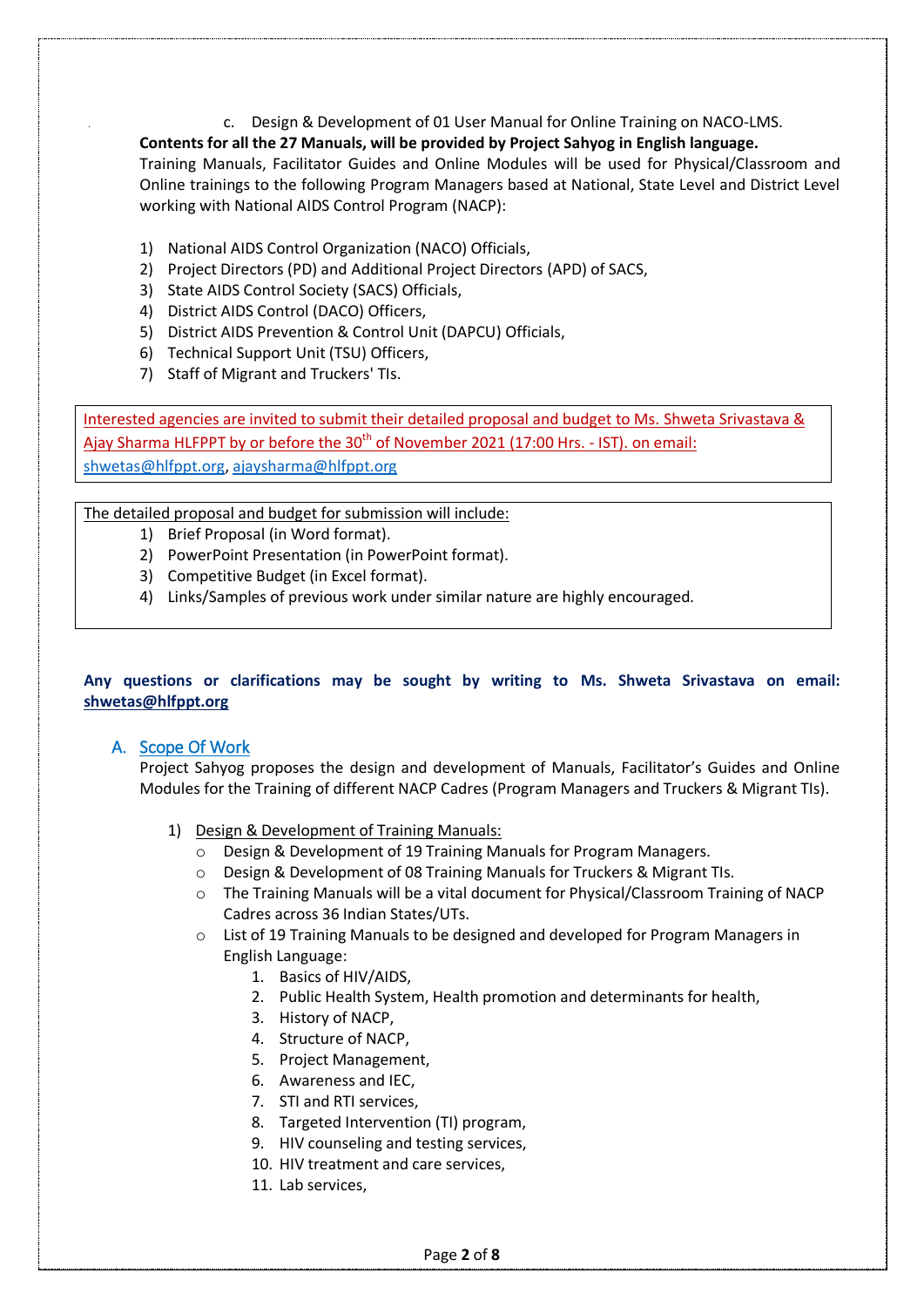c. Design & Development of 01 User Manual for Online Training on NACO-LMS.

**Contents for all the 27 Manuals, will be provided by Project Sahyog in English language.**

Training Manuals, Facilitator Guides and Online Modules will be used for Physical/Classroom and Online trainings to the following Program Managers based at National, State Level and District Level working with National AIDS Control Program (NACP):

1) National AIDS Control Organization (NACO) Officials,
2) Project Directors (PD) and Additional Project Directors (APD) of SACS,
3) State AIDS Control Society (SACS) Officials,
4) District AIDS Control (DACO) Officers,
5) District AIDS Prevention & Control Unit (DAPCU) Officials,
6) Technical Support Unit (TSU) Officers,
7) Staff of Migrant and Truckers' TIs.

Interested agencies are invited to submit their detailed proposal and budget to Ms. Shweta Srivastava & Ajay Sharma HLFPPT by or before the 30th of November 2021 (17:00 Hrs. - IST). on email: shwetas@hlfppt.org, ajaysharma@hlfppt.org

The detailed proposal and budget for submission will include:

1) Brief Proposal (in Word format).
2) PowerPoint Presentation (in PowerPoint format).
3) Competitive Budget (in Excel format).
4) Links/Samples of previous work under similar nature are highly encouraged.

**Any questions or clarifications may be sought by writing to Ms. Shweta Srivastava on email: shwetas@hlfppt.org**

## A. Scope Of Work

Project Sahyog proposes the design and development of Manuals, Facilitator's Guides and Online Modules for the Training of different NACP Cadres (Program Managers and Truckers & Migrant TIs).

1) Design & Development of Training Manuals:
   - Design & Development of 19 Training Manuals for Program Managers.
   - Design & Development of 08 Training Manuals for Truckers & Migrant TIs.
   - The Training Manuals will be a vital document for Physical/Classroom Training of NACP Cadres across 36 Indian States/UTs.
   - List of 19 Training Manuals to be designed and developed for Program Managers in English Language:
     1. Basics of HIV/AIDS,
     2. Public Health System, Health promotion and determinants for health,
     3. History of NACP,
     4. Structure of NACP,
     5. Project Management,
     6. Awareness and IEC,
     7. STI and RTI services,
     8. Targeted Intervention (TI) program,
     9. HIV counseling and testing services,
     10. HIV treatment and care services,
     11. Lab services,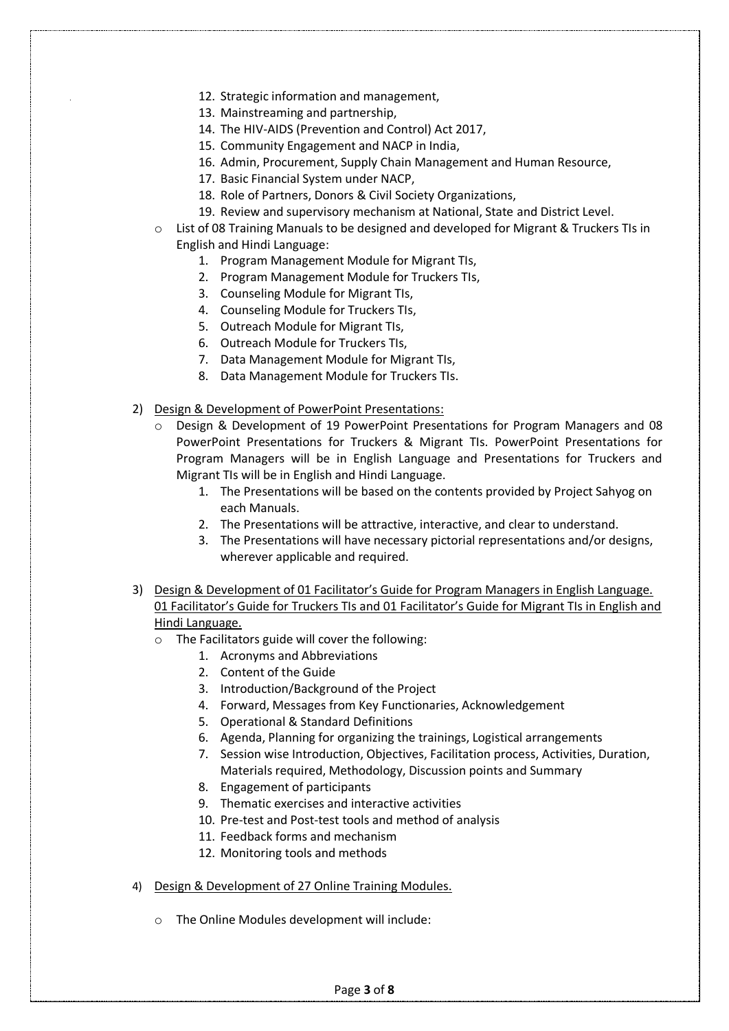12. Strategic information and management,
13. Mainstreaming and partnership,
14. The HIV-AIDS (Prevention and Control) Act 2017,
15. Community Engagement and NACP in India,
16. Admin, Procurement, Supply Chain Management and Human Resource,
17. Basic Financial System under NACP,
18. Role of Partners, Donors & Civil Society Organizations,
19. Review and supervisory mechanism at National, State and District Level.

- List of 08 Training Manuals to be designed and developed for Migrant & Truckers TIs in English and Hindi Language:
    1. Program Management Module for Migrant TIs,
    2. Program Management Module for Truckers TIs,
    3. Counseling Module for Migrant TIs,
    4. Counseling Module for Truckers TIs,
    5. Outreach Module for Migrant TIs,
    6. Outreach Module for Truckers TIs,
    7. Data Management Module for Migrant TIs,
    8. Data Management Module for Truckers TIs.

2) <u>Design & Development of PowerPoint Presentations:</u>
    - Design & Development of 19 PowerPoint Presentations for Program Managers and 08 PowerPoint Presentations for Truckers & Migrant TIs. PowerPoint Presentations for Program Managers will be in English Language and Presentations for Truckers and Migrant TIs will be in English and Hindi Language.
        1. The Presentations will be based on the contents provided by Project Sahyog on each Manuals.
        2. The Presentations will be attractive, interactive, and clear to understand.
        3. The Presentations will have necessary pictorial representations and/or designs, wherever applicable and required.

3) <u>Design & Development of 01 Facilitator's Guide for Program Managers in English Language. 01 Facilitator's Guide for Truckers TIs and 01 Facilitator's Guide for Migrant TIs in English and Hindi Language.</u>
    - The Facilitators guide will cover the following:
        1. Acronyms and Abbreviations
        2. Content of the Guide
        3. Introduction/Background of the Project
        4. Forward, Messages from Key Functionaries, Acknowledgement
        5. Operational & Standard Definitions
        6. Agenda, Planning for organizing the trainings, Logistical arrangements
        7. Session wise Introduction, Objectives, Facilitation process, Activities, Duration, Materials required, Methodology, Discussion points and Summary
        8. Engagement of participants
        9. Thematic exercises and interactive activities
        10. Pre-test and Post-test tools and method of analysis
        11. Feedback forms and mechanism
        12. Monitoring tools and methods

4) <u>Design & Development of 27 Online Training Modules.</u>
    - The Online Modules development will include: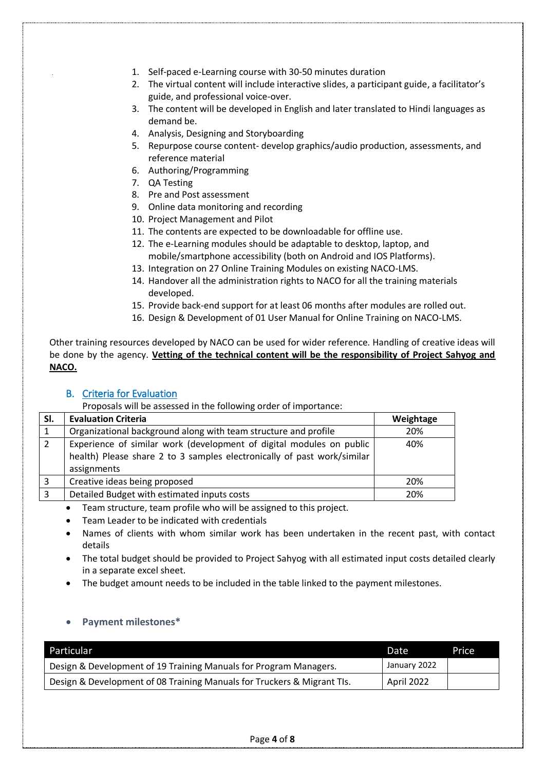1. Self-paced e-Learning course with 30-50 minutes duration
2. The virtual content will include interactive slides, a participant guide, a facilitator's guide, and professional voice-over.
3. The content will be developed in English and later translated to Hindi languages as demand be.
4. Analysis, Designing and Storyboarding
5. Repurpose course content- develop graphics/audio production, assessments, and reference material
6. Authoring/Programming
7. QA Testing
8. Pre and Post assessment
9. Online data monitoring and recording
10. Project Management and Pilot
11. The contents are expected to be downloadable for offline use.
12. The e-Learning modules should be adaptable to desktop, laptop, and mobile/smartphone accessibility (both on Android and IOS Platforms).
13. Integration on 27 Online Training Modules on existing NACO-LMS.
14. Handover all the administration rights to NACO for all the training materials developed.
15. Provide back-end support for at least 06 months after modules are rolled out.
16. Design & Development of 01 User Manual for Online Training on NACO-LMS.

Other training resources developed by NACO can be used for wider reference. Handling of creative ideas will be done by the agency. **Vetting of the technical content will be the responsibility of Project Sahyog and NACO.**

### B. Criteria for Evaluation

Proposals will be assessed in the following order of importance:

| Sl. | Evaluation Criteria | Weightage |
|---|---|---|
| 1 | Organizational background along with team structure and profile | 20% |
| 2 | Experience of similar work (development of digital modules on public health) Please share 2 to 3 samples electronically of past work/similar assignments | 40% |
| 3 | Creative ideas being proposed | 20% |
| 3 | Detailed Budget with estimated inputs costs | 20% |

- Team structure, team profile who will be assigned to this project.
- Team Leader to be indicated with credentials
- Names of clients with whom similar work has been undertaken in the recent past, with contact details
- The total budget should be provided to Project Sahyog with all estimated input costs detailed clearly in a separate excel sheet.
- The budget amount needs to be included in the table linked to the payment milestones.

- **Payment milestones***

| Particular | Date | Price |
|---|---|---|
| Design & Development of 19 Training Manuals for Program Managers. | January 2022 | |
| Design & Development of 08 Training Manuals for Truckers & Migrant TIs. | April 2022 | |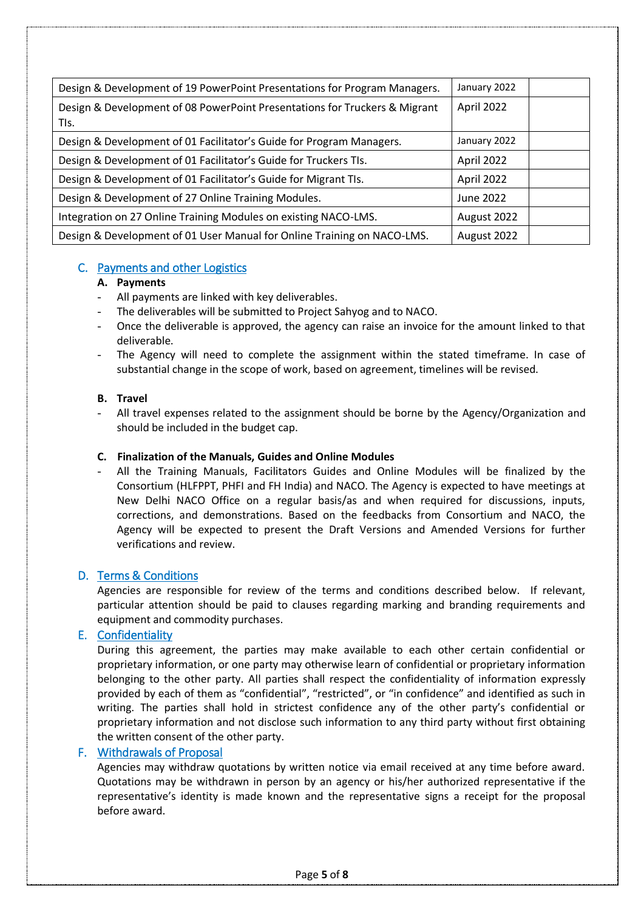| | | |
|---|---|---|
| Design & Development of 19 PowerPoint Presentations for Program Managers. | January 2022 | |
| Design & Development of 08 PowerPoint Presentations for Truckers & Migrant TIs. | April 2022 | |
| Design & Development of 01 Facilitator's Guide for Program Managers. | January 2022 | |
| Design & Development of 01 Facilitator's Guide for Truckers TIs. | April 2022 | |
| Design & Development of 01 Facilitator's Guide for Migrant TIs. | April 2022 | |
| Design & Development of 27 Online Training Modules. | June 2022 | |
| Integration on 27 Online Training Modules on existing NACO-LMS. | August 2022 | |
| Design & Development of 01 User Manual for Online Training on NACO-LMS. | August 2022 | |

## C. Payments and other Logistics

**A. Payments**

- All payments are linked with key deliverables.
- The deliverables will be submitted to Project Sahyog and to NACO.
- Once the deliverable is approved, the agency can raise an invoice for the amount linked to that deliverable.
- The Agency will need to complete the assignment within the stated timeframe. In case of substantial change in the scope of work, based on agreement, timelines will be revised.

**B. Travel**

- All travel expenses related to the assignment should be borne by the Agency/Organization and should be included in the budget cap.

**C. Finalization of the Manuals, Guides and Online Modules**

- All the Training Manuals, Facilitators Guides and Online Modules will be finalized by the Consortium (HLFPPT, PHFI and FH India) and NACO. The Agency is expected to have meetings at New Delhi NACO Office on a regular basis/as and when required for discussions, inputs, corrections, and demonstrations. Based on the feedbacks from Consortium and NACO, the Agency will be expected to present the Draft Versions and Amended Versions for further verifications and review.

## D. Terms & Conditions

Agencies are responsible for review of the terms and conditions described below. If relevant, particular attention should be paid to clauses regarding marking and branding requirements and equipment and commodity purchases.

## E. Confidentiality

During this agreement, the parties may make available to each other certain confidential or proprietary information, or one party may otherwise learn of confidential or proprietary information belonging to the other party. All parties shall respect the confidentiality of information expressly provided by each of them as "confidential", "restricted", or "in confidence" and identified as such in writing. The parties shall hold in strictest confidence any of the other party's confidential or proprietary information and not disclose such information to any third party without first obtaining the written consent of the other party.

## F. Withdrawals of Proposal

Agencies may withdraw quotations by written notice via email received at any time before award. Quotations may be withdrawn in person by an agency or his/her authorized representative if the representative's identity is made known and the representative signs a receipt for the proposal before award.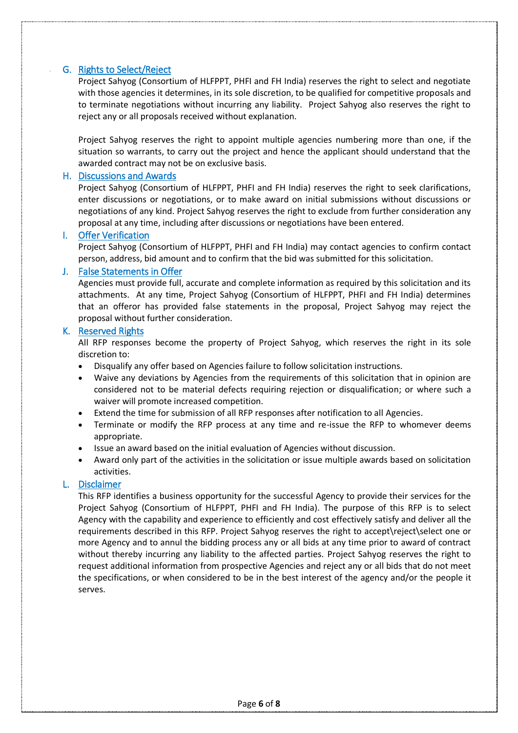## G. Rights to Select/Reject

Project Sahyog (Consortium of HLFPPT, PHFI and FH India) reserves the right to select and negotiate with those agencies it determines, in its sole discretion, to be qualified for competitive proposals and to terminate negotiations without incurring any liability. Project Sahyog also reserves the right to reject any or all proposals received without explanation.

Project Sahyog reserves the right to appoint multiple agencies numbering more than one, if the situation so warrants, to carry out the project and hence the applicant should understand that the awarded contract may not be on exclusive basis.

## H. Discussions and Awards

Project Sahyog (Consortium of HLFPPT, PHFI and FH India) reserves the right to seek clarifications, enter discussions or negotiations, or to make award on initial submissions without discussions or negotiations of any kind. Project Sahyog reserves the right to exclude from further consideration any proposal at any time, including after discussions or negotiations have been entered.

## I. Offer Verification

Project Sahyog (Consortium of HLFPPT, PHFI and FH India) may contact agencies to confirm contact person, address, bid amount and to confirm that the bid was submitted for this solicitation.

## J. False Statements in Offer

Agencies must provide full, accurate and complete information as required by this solicitation and its attachments. At any time, Project Sahyog (Consortium of HLFPPT, PHFI and FH India) determines that an offeror has provided false statements in the proposal, Project Sahyog may reject the proposal without further consideration.

## K. Reserved Rights

All RFP responses become the property of Project Sahyog, which reserves the right in its sole discretion to:

- Disqualify any offer based on Agencies failure to follow solicitation instructions.
- Waive any deviations by Agencies from the requirements of this solicitation that in opinion are considered not to be material defects requiring rejection or disqualification; or where such a waiver will promote increased competition.
- Extend the time for submission of all RFP responses after notification to all Agencies.
- Terminate or modify the RFP process at any time and re-issue the RFP to whomever deems appropriate.
- Issue an award based on the initial evaluation of Agencies without discussion.
- Award only part of the activities in the solicitation or issue multiple awards based on solicitation activities.

## L. Disclaimer

This RFP identifies a business opportunity for the successful Agency to provide their services for the Project Sahyog (Consortium of HLFPPT, PHFI and FH India). The purpose of this RFP is to select Agency with the capability and experience to efficiently and cost effectively satisfy and deliver all the requirements described in this RFP. Project Sahyog reserves the right to accept\reject\select one or more Agency and to annul the bidding process any or all bids at any time prior to award of contract without thereby incurring any liability to the affected parties. Project Sahyog reserves the right to request additional information from prospective Agencies and reject any or all bids that do not meet the specifications, or when considered to be in the best interest of the agency and/or the people it serves.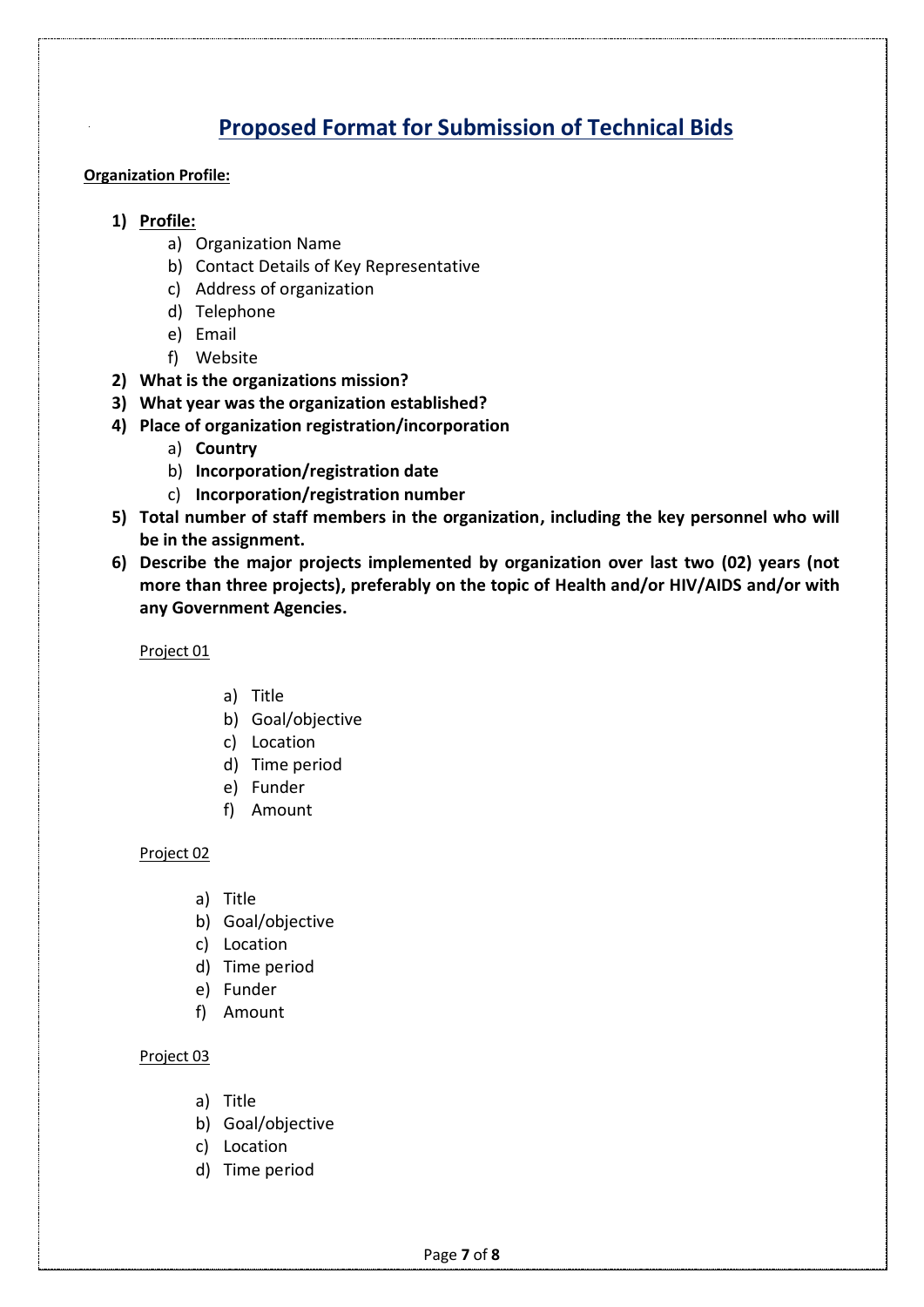# Proposed Format for Submission of Technical Bids

**Organization Profile:**

1) **Profile:**
   a) Organization Name
   b) Contact Details of Key Representative
   c) Address of organization
   d) Telephone
   e) Email
   f) Website
2) **What is the organizations mission?**
3) **What year was the organization established?**
4) **Place of organization registration/incorporation**
   a) **Country**
   b) **Incorporation/registration date**
   c) **Incorporation/registration number**
5) **Total number of staff members in the organization, including the key personnel who will be in the assignment.**
6) **Describe the major projects implemented by organization over last two (02) years (not more than three projects), preferably on the topic of Health and/or HIV/AIDS and/or with any Government Agencies.**

   Project 01

   a) Title
   b) Goal/objective
   c) Location
   d) Time period
   e) Funder
   f) Amount

   Project 02

   a) Title
   b) Goal/objective
   c) Location
   d) Time period
   e) Funder
   f) Amount

   Project 03

   a) Title
   b) Goal/objective
   c) Location
   d) Time period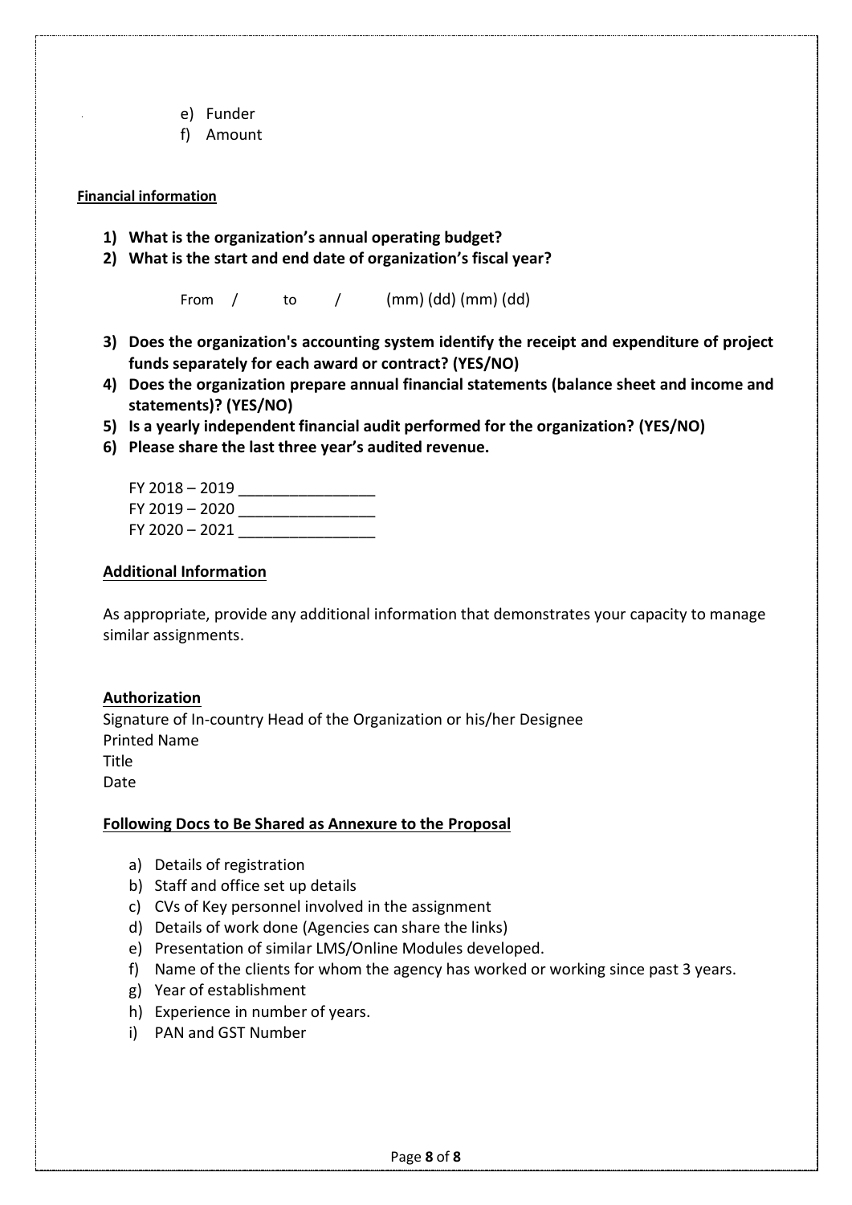e) Funder
f) Amount

**Financial information**

1) **What is the organization's annual operating budget?**
2) **What is the start and end date of organization's fiscal year?**

From / to / (mm) (dd) (mm) (dd)

3) **Does the organization's accounting system identify the receipt and expenditure of project funds separately for each award or contract? (YES/NO)**
4) **Does the organization prepare annual financial statements (balance sheet and income and statements)? (YES/NO)**
5) **Is a yearly independent financial audit performed for the organization? (YES/NO)**
6) **Please share the last three year's audited revenue.**

FY 2018 – 2019 ________________
FY 2019 – 2020 ________________
FY 2020 – 2021 ________________

**Additional Information**

As appropriate, provide any additional information that demonstrates your capacity to manage similar assignments.

**Authorization**

Signature of In-country Head of the Organization or his/her Designee
Printed Name
Title
Date

**Following Docs to Be Shared as Annexure to the Proposal**

a) Details of registration
b) Staff and office set up details
c) CVs of Key personnel involved in the assignment
d) Details of work done (Agencies can share the links)
e) Presentation of similar LMS/Online Modules developed.
f) Name of the clients for whom the agency has worked or working since past 3 years.
g) Year of establishment
h) Experience in number of years.
i) PAN and GST Number